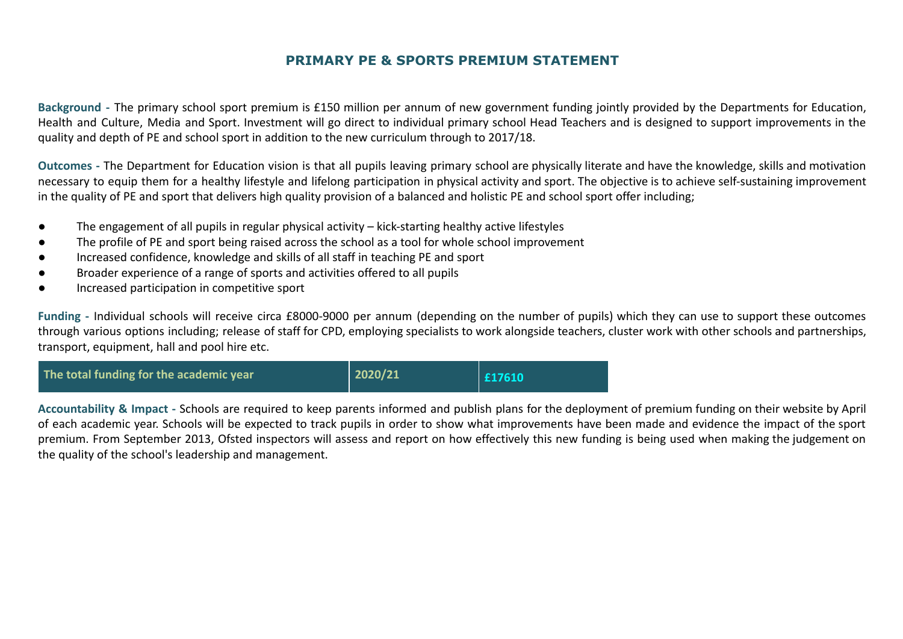# PRIMARY PE & SPORTS PREMIUM STATEMENT

**Background -** The primary school sport premium is £150 million per annum of new government funding jointly provided by the Departments for Education, Health and Culture, Media and Sport. Investment will go direct to individual primary school Head Teachers and is designed to support improvements in the quality and depth of PE and school sport in addition to the new curriculum through to 2017/18.

**Outcomes -** The Department for Education vision is that all pupils leaving primary school are physically literate and have the knowledge, skills and motivation necessary to equip them for a healthy lifestyle and lifelong participation in physical activity and sport. The objective is to achieve self-sustaining improvement in the quality of PE and sport that delivers high quality provision of a balanced and holistic PE and school sport offer including;

- The engagement of all pupils in regular physical activity – kick-starting healthy active lifestyles
- The profile of PE and sport being raised across the school as a tool for whole school improvement
- Increased confidence, knowledge and skills of all staff in teaching PE and sport
- Broader experience of a range of sports and activities offered to all pupils
- Increased participation in competitive sport

**Funding -** Individual schools will receive circa £8000-9000 per annum (depending on the number of pupils) which they can use to support these outcomes through various options including; release of staff for CPD, employing specialists to work alongside teachers, cluster work with other schools and partnerships, transport, equipment, hall and pool hire etc.

| The total funding for the academic year | 2020/21 | £17610 |
|---|---|---|

**Accountability & Impact -** Schools are required to keep parents informed and publish plans for the deployment of premium funding on their website by April of each academic year. Schools will be expected to track pupils in order to show what improvements have been made and evidence the impact of the sport premium. From September 2013, Ofsted inspectors will assess and report on how effectively this new funding is being used when making the judgement on the quality of the school's leadership and management.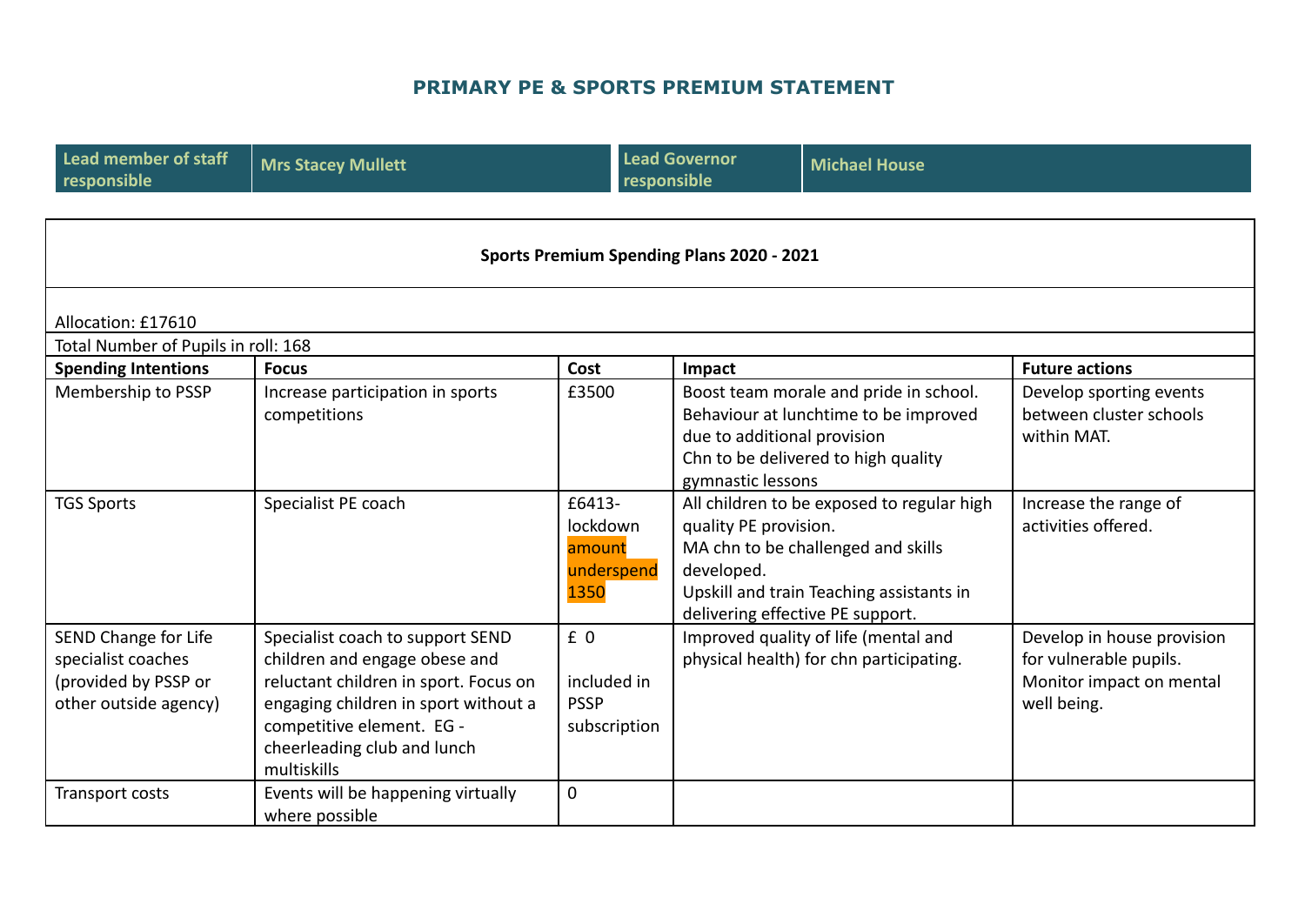## PRIMARY PE & SPORTS PREMIUM STATEMENT

| Lead member of staff responsible | Mrs Stacey Mullett | Lead Governor responsible | Michael House |
|---|---|---|---|

**Sports Premium Spending Plans 2020 - 2021**

Allocation: £17610

Total Number of Pupils in roll: 168

| Spending Intentions | Focus | Cost | Impact | Future actions |
|---|---|---|---|---|
| Membership to PSSP | Increase participation in sports competitions | £3500 | Boost team morale and pride in school.<br>Behaviour at lunchtime to be improved due to additional provision<br>Chn to be delivered to high quality gymnastic lessons | Develop sporting events between cluster schools within MAT. |
| TGS Sports | Specialist PE coach | £6413- lockdown amount underspend 1350 | All children to be exposed to regular high quality PE provision.<br>MA chn to be challenged and skills developed.<br>Upskill and train Teaching assistants in delivering effective PE support. | Increase the range of activities offered. |
| SEND Change for Life specialist coaches (provided by PSSP or other outside agency) | Specialist coach to support SEND children and engage obese and reluctant children in sport. Focus on engaging children in sport without a competitive element. EG - cheerleading club and lunch multiskills | £ 0<br><br>included in PSSP subscription | Improved quality of life (mental and physical health) for chn participating. | Develop in house provision for vulnerable pupils.<br>Monitor impact on mental well being. |
| Transport costs | Events will be happening virtually where possible | 0 | | |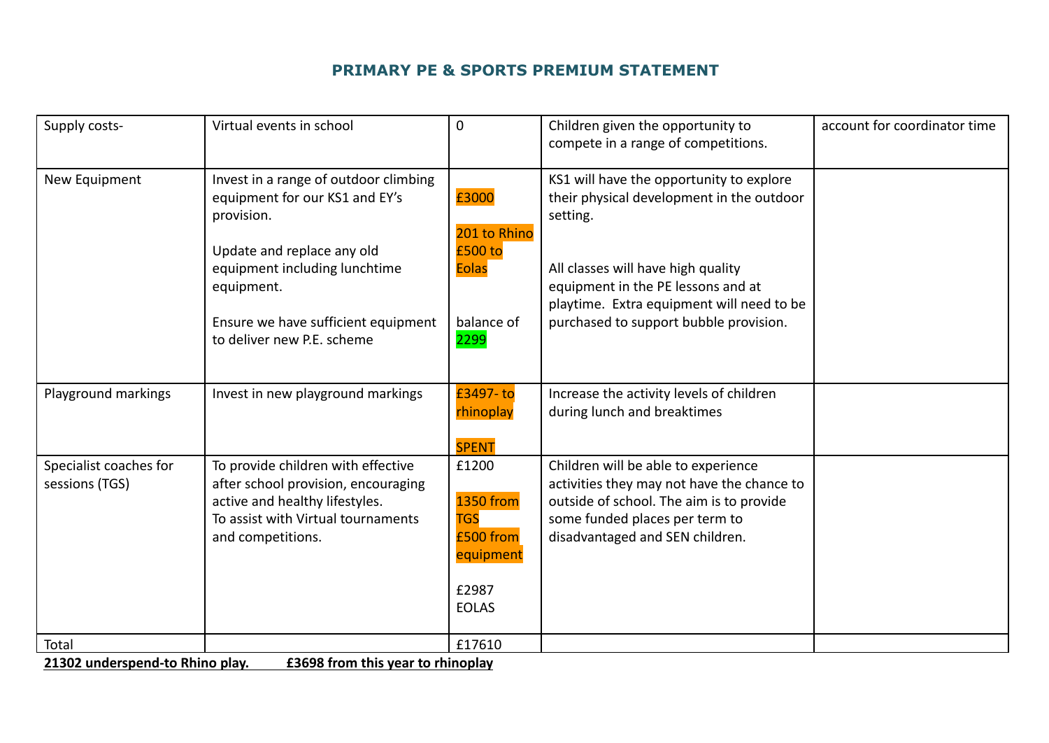## PRIMARY PE & SPORTS PREMIUM STATEMENT

| | | | | |
|---|---|---|---|---|
| Supply costs- | Virtual events in school | 0 | Children given the opportunity to compete in a range of competitions. | account for coordinator time |
| New Equipment | Invest in a range of outdoor climbing equipment for our KS1 and EY's provision.<br><br>Update and replace any old equipment including lunchtime equipment.<br><br>Ensure we have sufficient equipment to deliver new P.E. scheme | £3000<br><br>201 to Rhino<br>£500 to Eolas<br><br>balance of 2299 | KS1 will have the opportunity to explore their physical development in the outdoor setting.<br><br>All classes will have high quality equipment in the PE lessons and at playtime. Extra equipment will need to be purchased to support bubble provision. | |
| Playground markings | Invest in new playground markings | £3497- to rhinoplay<br><br>SPENT | Increase the activity levels of children during lunch and breaktimes | |
| Specialist coaches for sessions (TGS) | To provide children with effective after school provision, encouraging active and healthy lifestyles.<br>To assist with Virtual tournaments and competitions. | £1200<br><br>1350 from TGS<br>£500 from equipment<br><br>£2987 EOLAS | Children will be able to experience activities they may not have the chance to outside of school. The aim is to provide some funded places per term to disadvantaged and SEN children. | |
| Total | | £17610 | | |

**21302 underspend-to Rhino play. £3698 from this year to rhinoplay**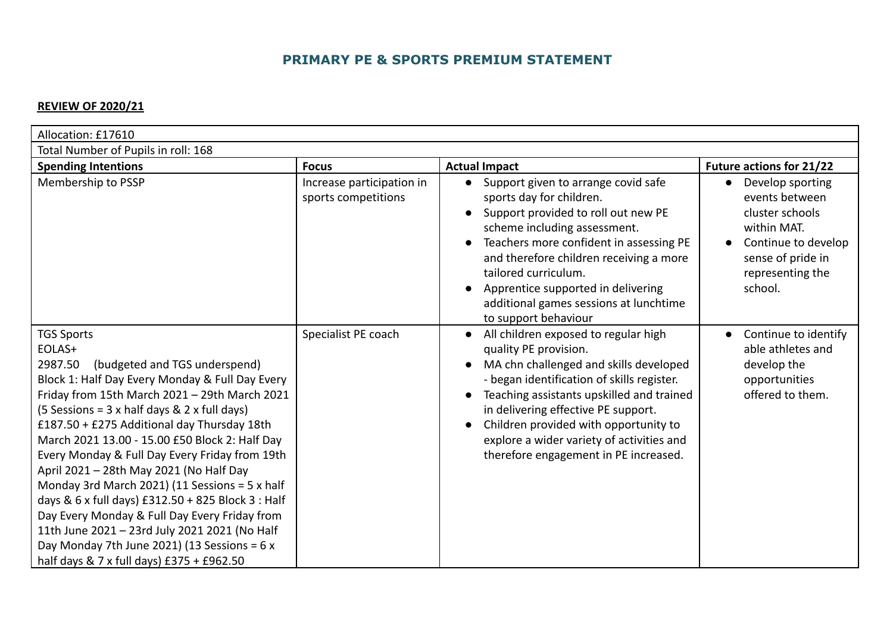## PRIMARY PE & SPORTS PREMIUM STATEMENT

**REVIEW OF 2020/21**

| Allocation: £17610 | | | |
|---|---|---|---|
| Total Number of Pupils in roll: 168 | | | |
| **Spending Intentions** | **Focus** | **Actual Impact** | **Future actions for 21/22** |
| Membership to PSSP | Increase participation in sports competitions | • Support given to arrange covid safe sports day for children.<br>• Support provided to roll out new PE scheme including assessment.<br>• Teachers more confident in assessing PE and therefore children receiving a more tailored curriculum.<br>• Apprentice supported in delivering additional games sessions at lunchtime to support behaviour | • Develop sporting events between cluster schools within MAT.<br>• Continue to develop sense of pride in representing the school. |
| TGS Sports<br>EOLAS+<br>2987.50 (budgeted and TGS underspend)<br>Block 1: Half Day Every Monday & Full Day Every Friday from 15th March 2021 – 29th March 2021 (5 Sessions = 3 x half days & 2 x full days) £187.50 + £275 Additional day Thursday 18th March 2021 13.00 - 15.00 £50 Block 2: Half Day Every Monday & Full Day Every Friday from 19th April 2021 – 28th May 2021 (No Half Day Monday 3rd March 2021) (11 Sessions = 5 x half days & 6 x full days) £312.50 + 825 Block 3 : Half Day Every Monday & Full Day Every Friday from 11th June 2021 – 23rd July 2021 2021 (No Half Day Monday 7th June 2021) (13 Sessions = 6 x half days & 7 x full days) £375 + £962.50 | Specialist PE coach | • All children exposed to regular high quality PE provision.<br>• MA chn challenged and skills developed - began identification of skills register.<br>• Teaching assistants upskilled and trained in delivering effective PE support.<br>• Children provided with opportunity to explore a wider variety of activities and therefore engagement in PE increased. | • Continue to identify able athletes and develop the opportunities offered to them. |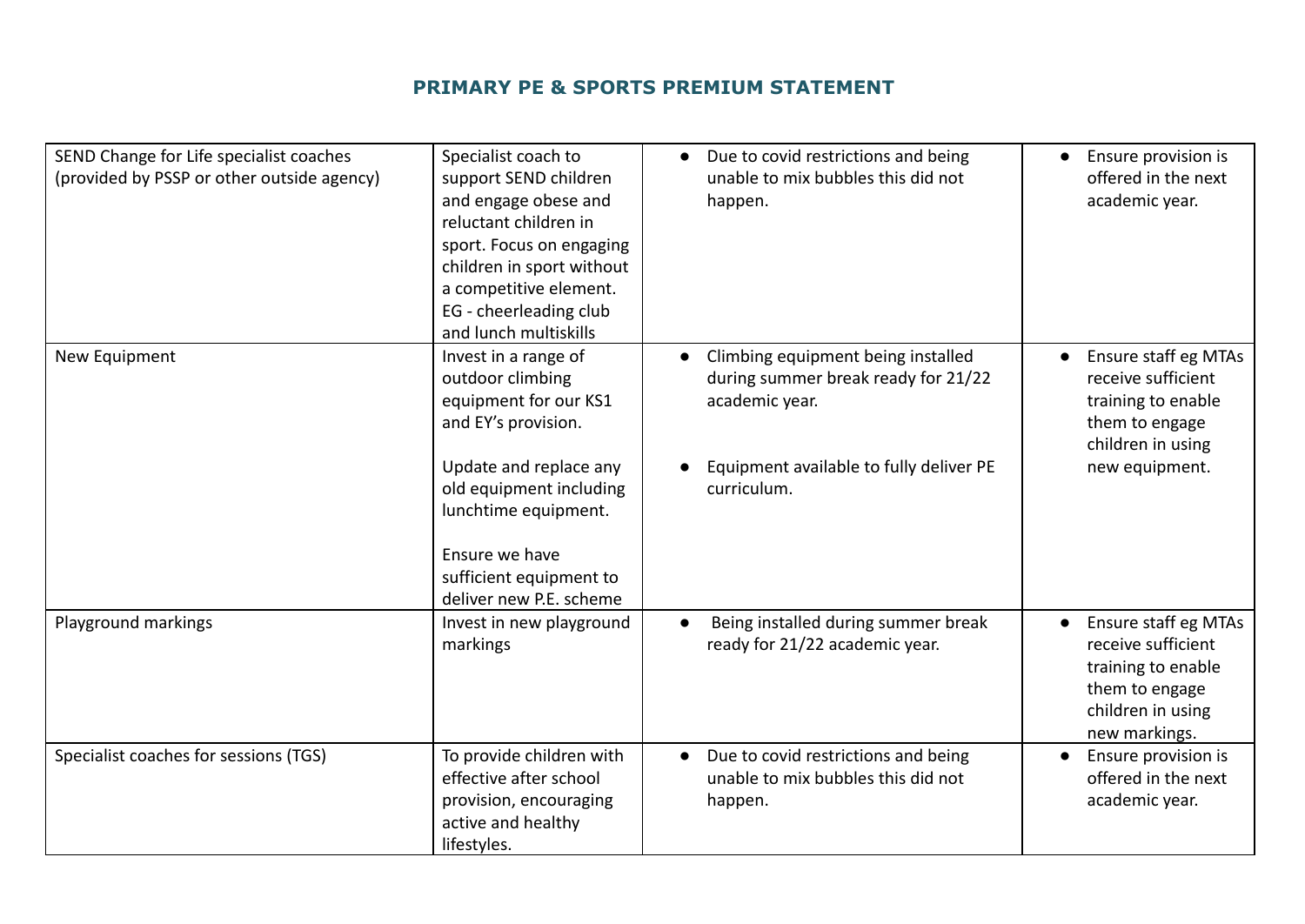## PRIMARY PE & SPORTS PREMIUM STATEMENT

| | | | |
|---|---|---|---|
| SEND Change for Life specialist coaches (provided by PSSP or other outside agency) | Specialist coach to support SEND children and engage obese and reluctant children in sport. Focus on engaging children in sport without a competitive element. EG - cheerleading club and lunch multiskills | • Due to covid restrictions and being unable to mix bubbles this did not happen. | • Ensure provision is offered in the next academic year. |
| New Equipment | Invest in a range of outdoor climbing equipment for our KS1 and EY's provision.<br><br>Update and replace any old equipment including lunchtime equipment.<br><br>Ensure we have sufficient equipment to deliver new P.E. scheme | • Climbing equipment being installed during summer break ready for 21/22 academic year.<br><br>• Equipment available to fully deliver PE curriculum. | • Ensure staff eg MTAs receive sufficient training to enable them to engage children in using new equipment. |
| Playground markings | Invest in new playground markings | • Being installed during summer break ready for 21/22 academic year. | • Ensure staff eg MTAs receive sufficient training to enable them to engage children in using new markings. |
| Specialist coaches for sessions (TGS) | To provide children with effective after school provision, encouraging active and healthy lifestyles. | • Due to covid restrictions and being unable to mix bubbles this did not happen. | • Ensure provision is offered in the next academic year. |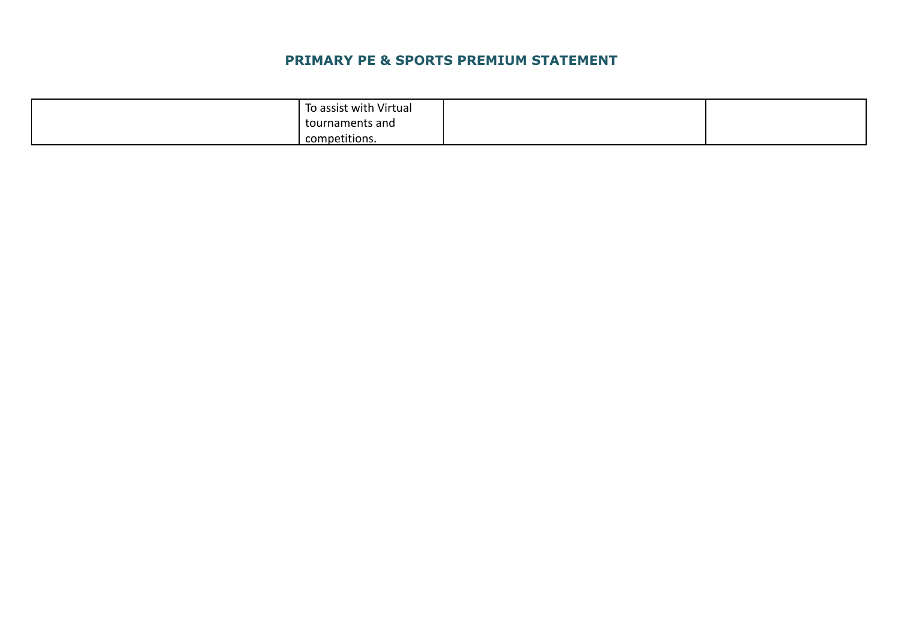## PRIMARY PE & SPORTS PREMIUM STATEMENT

| | | | |
|---|---|---|---|
| | To assist with Virtual tournaments and competitions. | | |